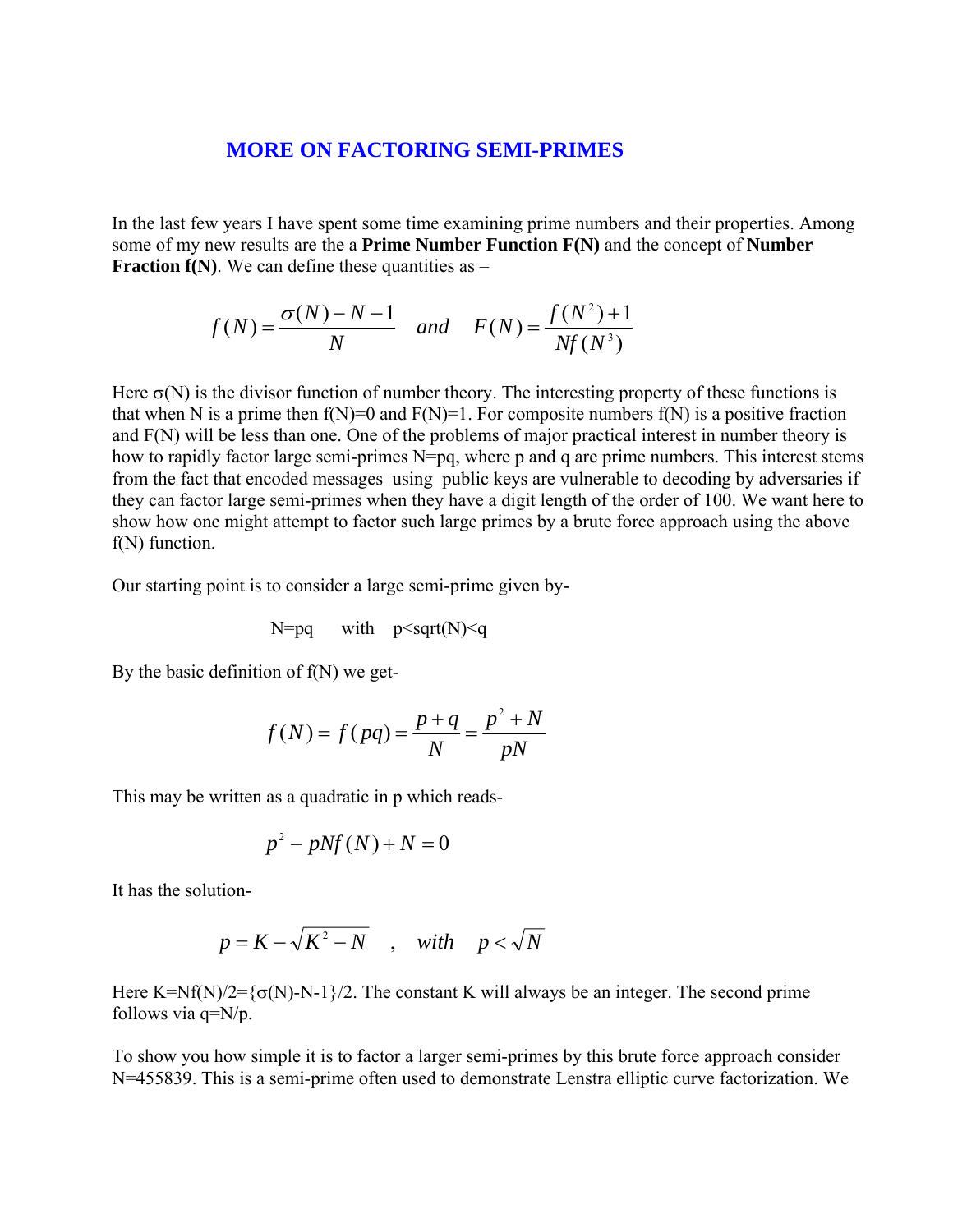# MORE ON FACTORING SEMI-PRIMES

In the last few years I have spent some time examining prime numbers and their properties. Among some of my new results are the a **Prime Number Function F(N)** and the concept of **Number Fraction f(N)**. We can define these quantities as –

$$f(N) = \frac{\sigma(N) - N - 1}{N} \quad and \quad F(N) = \frac{f(N^2) + 1}{Nf(N^3)}$$

Here σ(N) is the divisor function of number theory. The interesting property of these functions is that when N is a prime then f(N)=0 and F(N)=1. For composite numbers f(N) is a positive fraction and F(N) will be less than one. One of the problems of major practical interest in number theory is how to rapidly factor large semi-primes N=pq, where p and q are prime numbers. This interest stems from the fact that encoded messages using public keys are vulnerable to decoding by adversaries if they can factor large semi-primes when they have a digit length of the order of 100. We want here to show how one might attempt to factor such large primes by a brute force approach using the above f(N) function.

Our starting point is to consider a large semi-prime given by-

N=pq with p<sqrt(N)<q

By the basic definition of f(N) we get-

$$f(N) = f(pq) = \frac{p+q}{N} = \frac{p^2 + N}{pN}$$

This may be written as a quadratic in p which reads-

$$p^2 - pNf(N) + N = 0$$

It has the solution-

$$p = K - \sqrt{K^2 - N} \quad , \quad with \quad p < \sqrt{N}$$

Here K=Nf(N)/2={σ(N)-N-1}/2. The constant K will always be an integer. The second prime follows via q=N/p.

To show you how simple it is to factor a larger semi-primes by this brute force approach consider N=455839. This is a semi-prime often used to demonstrate Lenstra elliptic curve factorization. We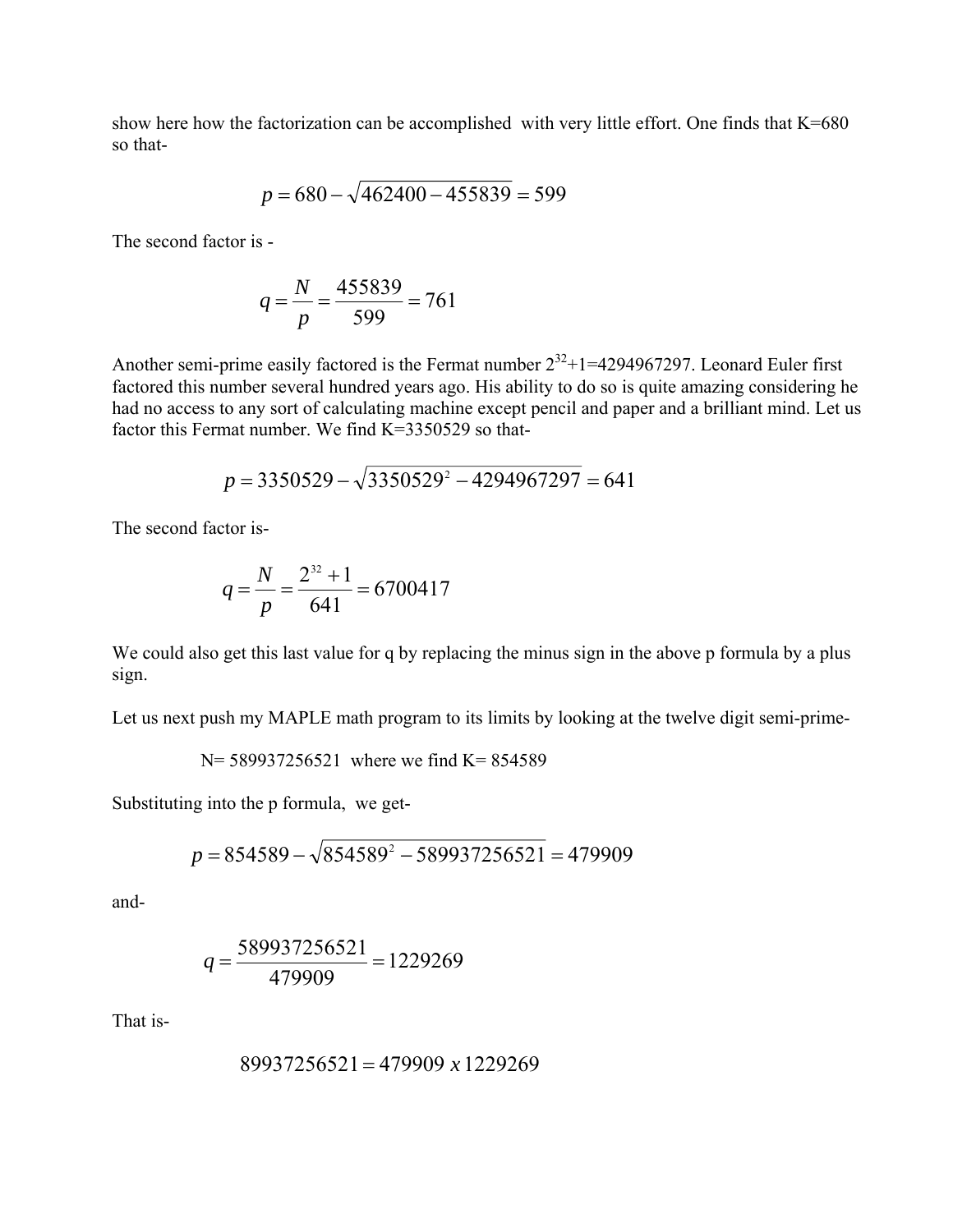show here how the factorization can be accomplished with very little effort. One finds that K=680 so that-

$$p = 680 - \sqrt{462400 - 455839} = 599$$

The second factor is -

$$q = \frac{N}{p} = \frac{455839}{599} = 761$$

Another semi-prime easily factored is the Fermat number $2^{32}+1=4294967297$. Leonard Euler first factored this number several hundred years ago. His ability to do so is quite amazing considering he had no access to any sort of calculating machine except pencil and paper and a brilliant mind. Let us factor this Fermat number. We find K=3350529 so that-

$$p = 3350529 - \sqrt{3350529^2 - 4294967297} = 641$$

The second factor is-

$$q = \frac{N}{p} = \frac{2^{32}+1}{641} = 6700417$$

We could also get this last value for q by replacing the minus sign in the above p formula by a plus sign.

Let us next push my MAPLE math program to its limits by looking at the twelve digit semi-prime-

N= 589937256521 where we find K= 854589

Substituting into the p formula, we get-

$$p = 854589 - \sqrt{854589^2 - 589937256521} = 479909$$

and-

$$q = \frac{589937256521}{479909} = 1229269$$

That is-

$$89937256521 = 479909 \; x \; 1229269$$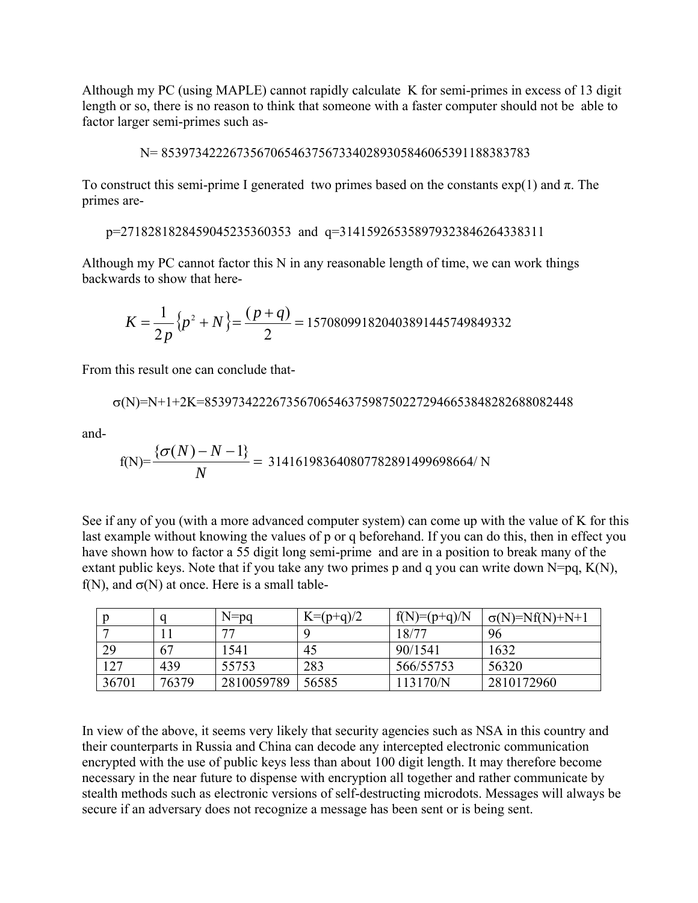Although my PC (using MAPLE) cannot rapidly calculate K for semi-primes in excess of 13 digit length or so, there is no reason to think that someone with a faster computer should not be able to factor larger semi-primes such as-

$$N= 8539734222673567065463756733402893058460653911883837 83$$

To construct this semi-prime I generated two primes based on the constants exp(1) and π. The primes are-

$$p=2718281828459045235360353 \text{ and } q=31415926535897932384626433831 1$$

Although my PC cannot factor this N in any reasonable length of time, we can work things backwards to show that here-

$$K=\frac{1}{2p}\{p^2+N\}=\frac{(p+q)}{2}=15708099182040389144574984933 2$$

From this result one can conclude that-

$$\sigma(N)=N+1+2K=853973422267356706546375987502272946653848282688082448$$

and-

$$f(N)=\frac{\{\sigma(N)-N-1\}}{N}=31416198364080778289149969866 4/N$$

See if any of you (with a more advanced computer system) can come up with the value of K for this last example without knowing the values of p or q beforehand. If you can do this, then in effect you have shown how to factor a 55 digit long semi-prime and are in a position to break many of the extant public keys. Note that if you take any two primes p and q you can write down N=pq, K(N), f(N), and σ(N) at once. Here is a small table-

| p | q | N=pq | K=(p+q)/2 | f(N)=(p+q)/N | σ(N)=Nf(N)+N+1 |
|---|---|---|---|---|---|
| 7 | 11 | 77 | 9 | 18/77 | 96 |
| 29 | 67 | 1541 | 45 | 90/1541 | 1632 |
| 127 | 439 | 55753 | 283 | 566/55753 | 56320 |
| 36701 | 76379 | 2810059789 | 56585 | 113170/N | 2810172960 |

In view of the above, it seems very likely that security agencies such as NSA in this country and their counterparts in Russia and China can decode any intercepted electronic communication encrypted with the use of public keys less than about 100 digit length. It may therefore become necessary in the near future to dispense with encryption all together and rather communicate by stealth methods such as electronic versions of self-destructing microdots. Messages will always be secure if an adversary does not recognize a message has been sent or is being sent.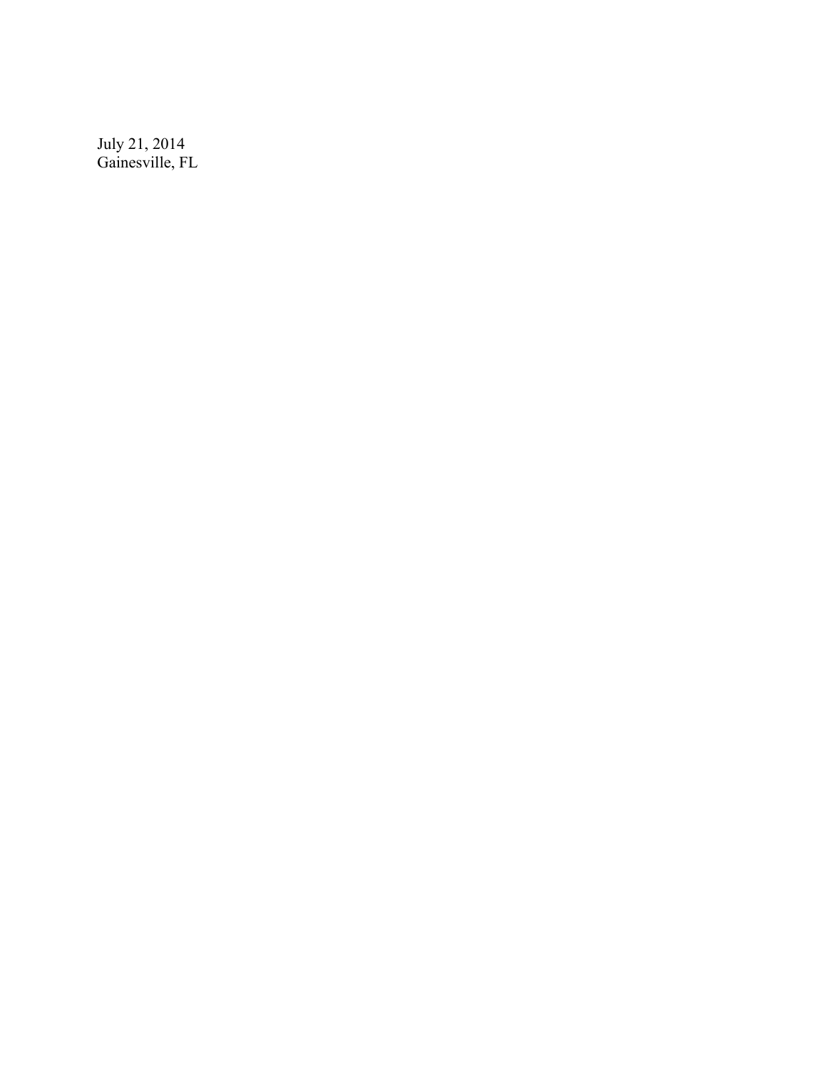July 21, 2014
Gainesville, FL